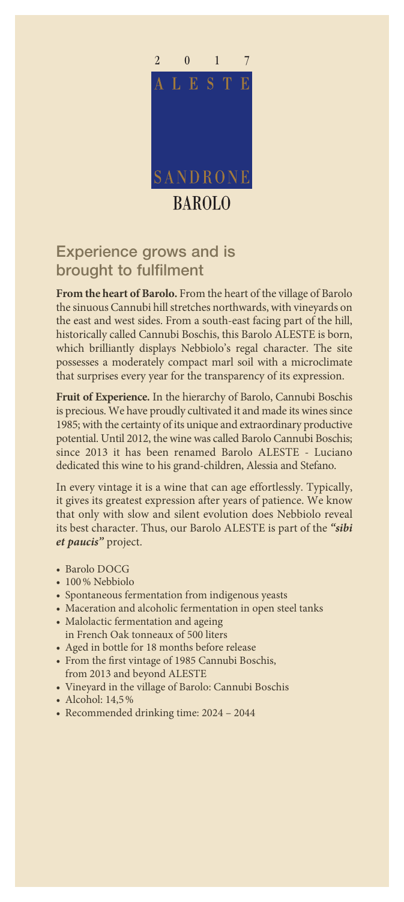2 0 1 7

ALESTE

SANDRONE

BAROLO

## Experience grows and is brought to fulfilment

**From the heart of Barolo.** From the heart of the village of Barolo the sinuous Cannubi hill stretches northwards, with vineyards on the east and west sides. From a south-east facing part of the hill, historically called Cannubi Boschis, this Barolo ALESTE is born, which brilliantly displays Nebbiolo's regal character. The site possesses a moderately compact marl soil with a microclimate that surprises every year for the transparency of its expression.

**Fruit of Experience.** In the hierarchy of Barolo, Cannubi Boschis is precious. We have proudly cultivated it and made its wines since 1985; with the certainty of its unique and extraordinary productive potential. Until 2012, the wine was called Barolo Cannubi Boschis; since 2013 it has been renamed Barolo ALESTE - Luciano dedicated this wine to his grand-children, Alessia and Stefano.

In every vintage it is a wine that can age effortlessly. Typically, it gives its greatest expression after years of patience. We know that only with slow and silent evolution does Nebbiolo reveal its best character. Thus, our Barolo ALESTE is part of the ***"sibi et paucis"*** project.

- Barolo DOCG
- 100 % Nebbiolo
- Spontaneous fermentation from indigenous yeasts
- Maceration and alcoholic fermentation in open steel tanks
- Malolactic fermentation and ageing in French Oak tonneaux of 500 liters
- Aged in bottle for 18 months before release
- From the first vintage of 1985 Cannubi Boschis, from 2013 and beyond ALESTE
- Vineyard in the village of Barolo: Cannubi Boschis
- Alcohol: 14,5 %
- Recommended drinking time: 2024 – 2044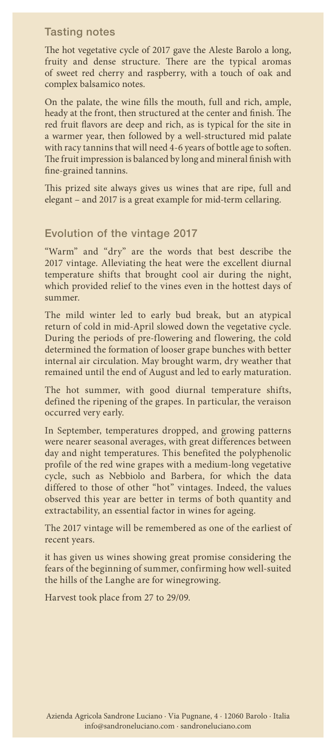## Tasting notes

The hot vegetative cycle of 2017 gave the Aleste Barolo a long, fruity and dense structure. There are the typical aromas of sweet red cherry and raspberry, with a touch of oak and complex balsamico notes.

On the palate, the wine fills the mouth, full and rich, ample, heady at the front, then structured at the center and finish. The red fruit flavors are deep and rich, as is typical for the site in a warmer year, then followed by a well-structured mid palate with racy tannins that will need 4-6 years of bottle age to soften. The fruit impression is balanced by long and mineral finish with fine-grained tannins.

This prized site always gives us wines that are ripe, full and elegant – and 2017 is a great example for mid-term cellaring.

## Evolution of the vintage 2017

"Warm" and "dry" are the words that best describe the 2017 vintage. Alleviating the heat were the excellent diurnal temperature shifts that brought cool air during the night, which provided relief to the vines even in the hottest days of summer.

The mild winter led to early bud break, but an atypical return of cold in mid-April slowed down the vegetative cycle. During the periods of pre-flowering and flowering, the cold determined the formation of looser grape bunches with better internal air circulation. May brought warm, dry weather that remained until the end of August and led to early maturation.

The hot summer, with good diurnal temperature shifts, defined the ripening of the grapes. In particular, the veraison occurred very early.

In September, temperatures dropped, and growing patterns were nearer seasonal averages, with great differences between day and night temperatures. This benefited the polyphenolic profile of the red wine grapes with a medium-long vegetative cycle, such as Nebbiolo and Barbera, for which the data differed to those of other "hot" vintages. Indeed, the values observed this year are better in terms of both quantity and extractability, an essential factor in wines for ageing.

The 2017 vintage will be remembered as one of the earliest of recent years.

it has given us wines showing great promise considering the fears of the beginning of summer, confirming how well-suited the hills of the Langhe are for winegrowing.

Harvest took place from 27 to 29/09.

Azienda Agricola Sandrone Luciano · Via Pugnane, 4 · 12060 Barolo · Italia
info@sandroneluciano.com · sandroneluciano.com